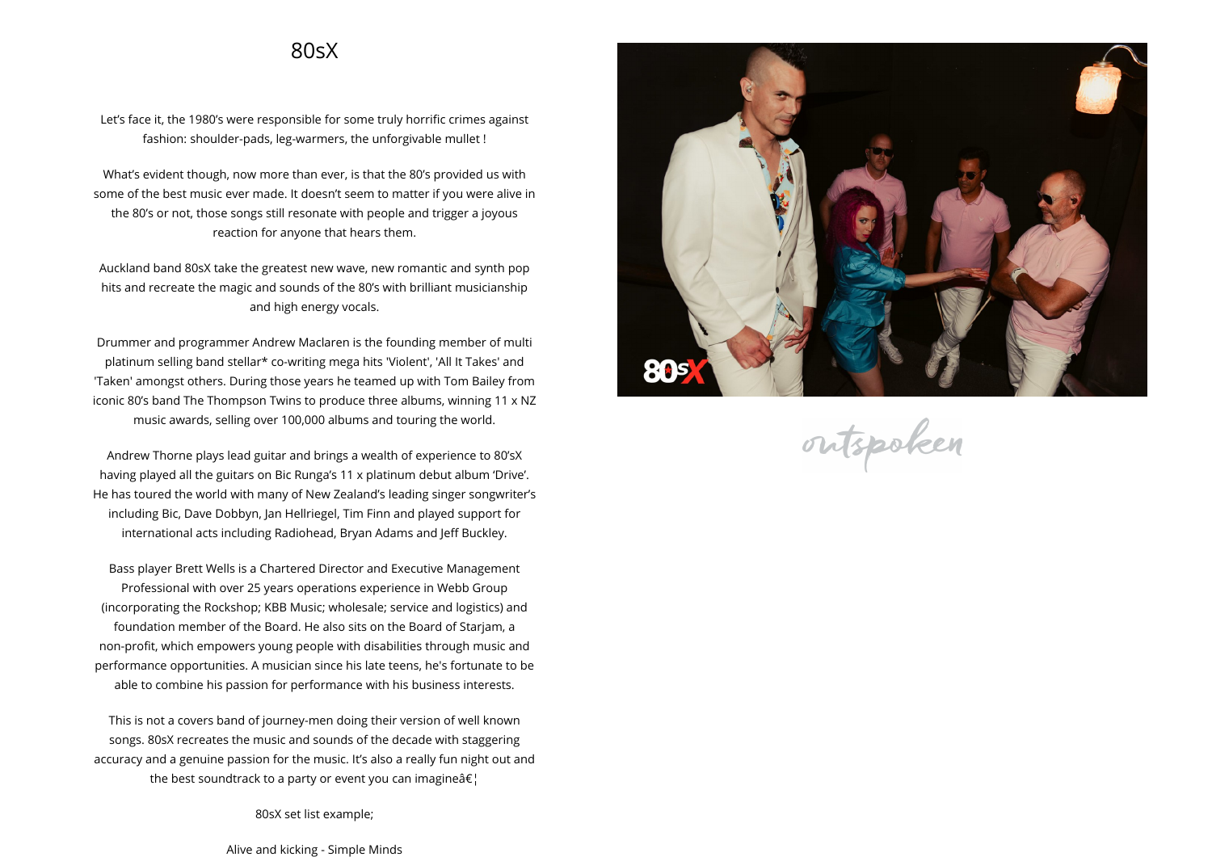# 80sX

Let's face it, the 1980's were responsible for some truly horrific crimes against fashion: shoulder-pads, leg-warmers, the unforgivable mullet !

What's evident though, now more than ever, is that the 80's provided us with some of the best music ever made. It doesn't seem to matter if you were alive in the 80's or not, those songs still resonate with people and trigger a joyous reaction for anyone that hears them.

Auckland band 80sX take the greatest new wave, new romantic and synth pop hits and recreate the magic and sounds of the 80's with brilliant musicianship and high energy vocals.

Drummer and programmer Andrew Maclaren is the founding member of multi platinum selling band stellar* co-writing mega hits 'Violent', 'All It Takes' and 'Taken' amongst others. During those years he teamed up with Tom Bailey from iconic 80's band The Thompson Twins to produce three albums, winning 11 x NZ music awards, selling over 100,000 albums and touring the world.

Andrew Thorne plays lead guitar and brings a wealth of experience to 80'sX having played all the guitars on Bic Runga's 11 x platinum debut album 'Drive'. He has toured the world with many of New Zealand's leading singer songwriter's including Bic, Dave Dobbyn, Jan Hellriegel, Tim Finn and played support for international acts including Radiohead, Bryan Adams and Jeff Buckley.

Bass player Brett Wells is a Chartered Director and Executive Management Professional with over 25 years operations experience in Webb Group (incorporating the Rockshop; KBB Music; wholesale; service and logistics) and foundation member of the Board. He also sits on the Board of Starjam, a non-profit, which empowers young people with disabilities through music and performance opportunities. A musician since his late teens, he's fortunate to be able to combine his passion for performance with his business interests.

This is not a covers band of journey-men doing their version of well known songs. 80sX recreates the music and sounds of the decade with staggering accuracy and a genuine passion for the music. It's also a really fun night out and the best soundtrack to a party or event you can imagineâ€¦

80sX set list example;

Alive and kicking - Simple Minds

outspoken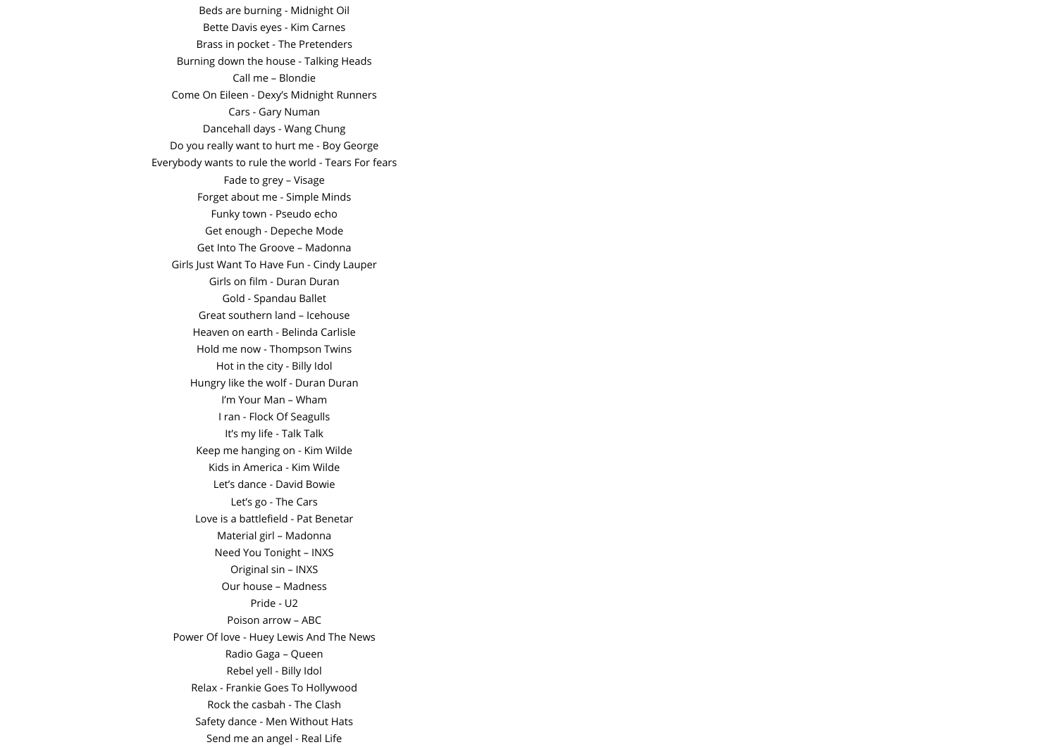Beds are burning - Midnight Oil

Bette Davis eyes - Kim Carnes

Brass in pocket - The Pretenders

Burning down the house - Talking Heads

Call me – Blondie

Come On Eileen - Dexy's Midnight Runners

Cars - Gary Numan

Dancehall days - Wang Chung

Do you really want to hurt me - Boy George

Everybody wants to rule the world - Tears For fears

Fade to grey – Visage

Forget about me - Simple Minds

Funky town - Pseudo echo

Get enough - Depeche Mode

Get Into The Groove – Madonna

Girls Just Want To Have Fun - Cindy Lauper

Girls on film - Duran Duran

Gold - Spandau Ballet

Great southern land – Icehouse

Heaven on earth - Belinda Carlisle

Hold me now - Thompson Twins

Hot in the city - Billy Idol

Hungry like the wolf - Duran Duran

I'm Your Man – Wham

I ran - Flock Of Seagulls

It's my life - Talk Talk

Keep me hanging on - Kim Wilde

Kids in America - Kim Wilde

Let's dance - David Bowie

Let's go - The Cars

Love is a battlefield - Pat Benetar

Material girl – Madonna

Need You Tonight – INXS

Original sin – INXS

Our house – Madness

Pride - U2

Poison arrow – ABC

Power Of love - Huey Lewis And The News

Radio Gaga – Queen

Rebel yell - Billy Idol

Relax - Frankie Goes To Hollywood

Rock the casbah - The Clash

Safety dance - Men Without Hats

Send me an angel - Real Life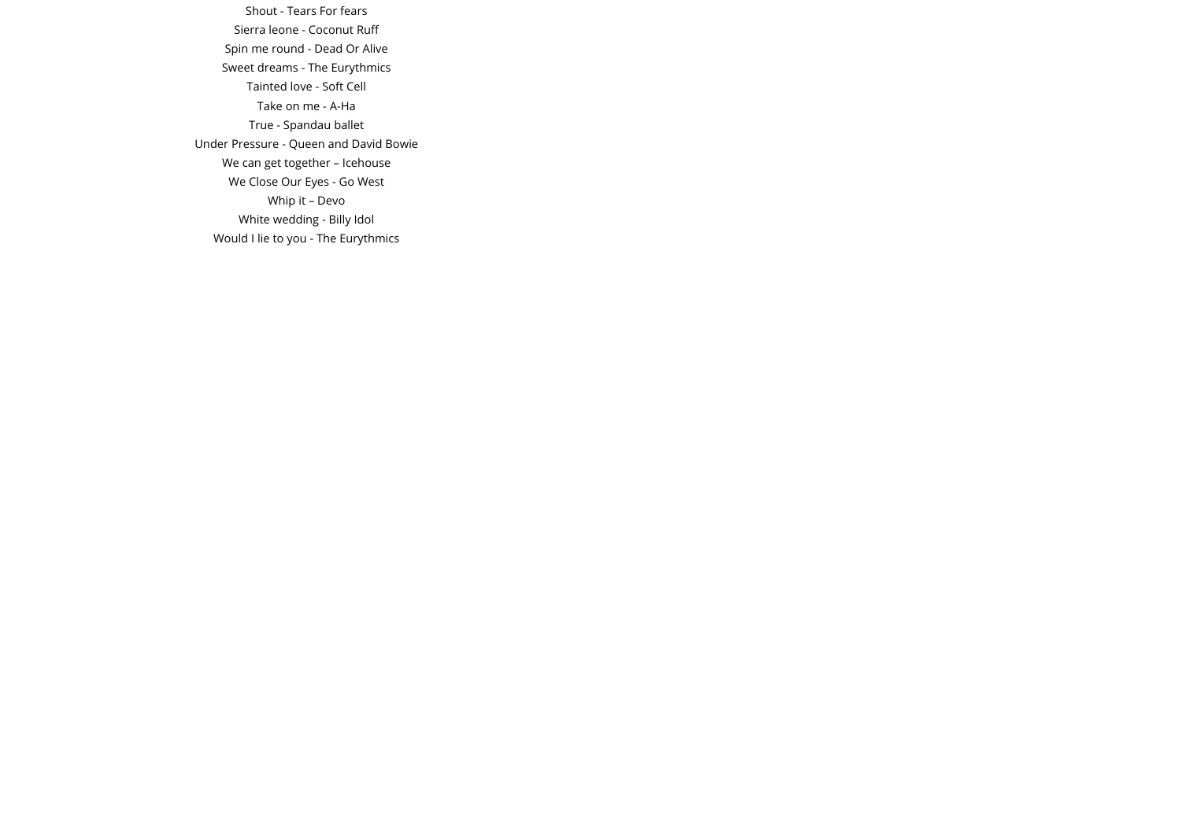Shout - Tears For fears

Sierra leone - Coconut Ruff

Spin me round - Dead Or Alive

Sweet dreams - The Eurythmics

Tainted love - Soft Cell

Take on me - A-Ha

True - Spandau ballet

Under Pressure - Queen and David Bowie

We can get together – Icehouse

We Close Our Eyes - Go West

Whip it – Devo

White wedding - Billy Idol

Would I lie to you - The Eurythmics